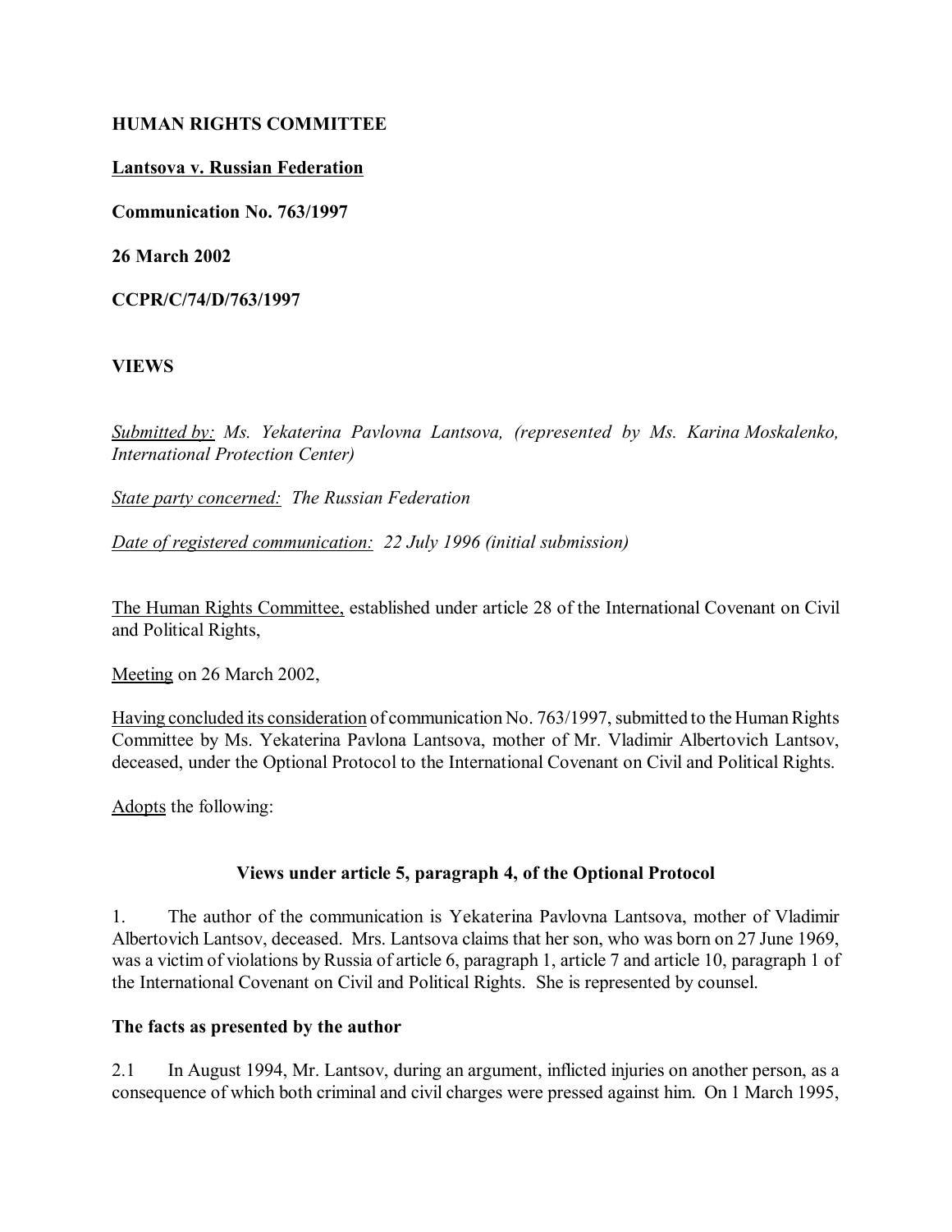**HUMAN RIGHTS COMMITTEE**

**Lantsova v. Russian Federation**

**Communication No. 763/1997**

**26 March 2002**

**CCPR/C/74/D/763/1997**

**VIEWS**

*Submitted by: Ms. Yekaterina Pavlovna Lantsova, (represented by Ms. Karina Moskalenko, International Protection Center)*

*State party concerned: The Russian Federation*

*Date of registered communication: 22 July 1996 (initial submission)*

The Human Rights Committee, established under article 28 of the International Covenant on Civil and Political Rights,

Meeting on 26 March 2002,

Having concluded its consideration of communication No. 763/1997, submitted to the Human Rights Committee by Ms. Yekaterina Pavlona Lantsova, mother of Mr. Vladimir Albertovich Lantsov, deceased, under the Optional Protocol to the International Covenant on Civil and Political Rights.

Adopts the following:

**Views under article 5, paragraph 4, of the Optional Protocol**

1. The author of the communication is Yekaterina Pavlovna Lantsova, mother of Vladimir Albertovich Lantsov, deceased. Mrs. Lantsova claims that her son, who was born on 27 June 1969, was a victim of violations by Russia of article 6, paragraph 1, article 7 and article 10, paragraph 1 of the International Covenant on Civil and Political Rights. She is represented by counsel.

**The facts as presented by the author**

2.1 In August 1994, Mr. Lantsov, during an argument, inflicted injuries on another person, as a consequence of which both criminal and civil charges were pressed against him. On 1 March 1995,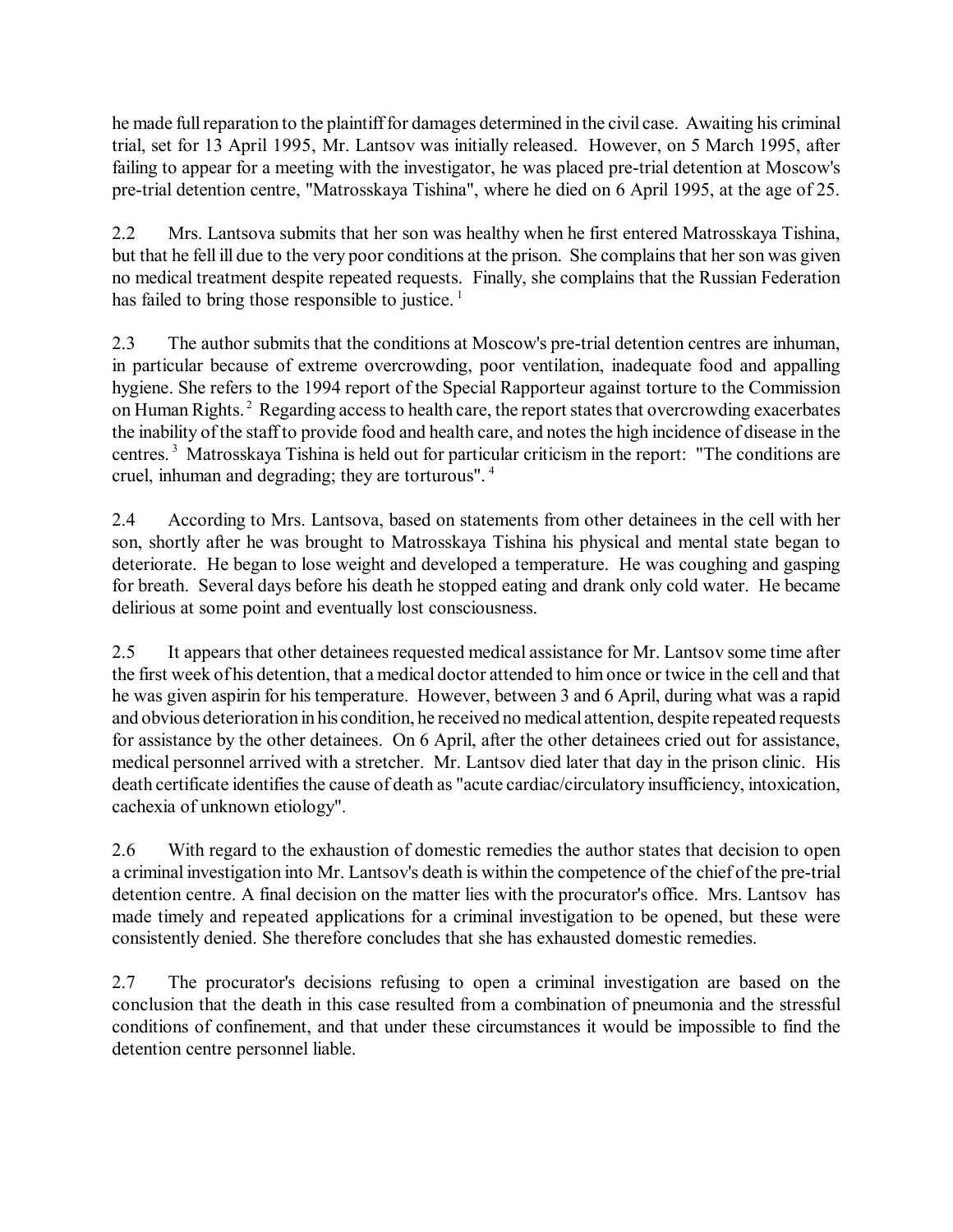he made full reparation to the plaintiff for damages determined in the civil case. Awaiting his criminal trial, set for 13 April 1995, Mr. Lantsov was initially released. However, on 5 March 1995, after failing to appear for a meeting with the investigator, he was placed pre-trial detention at Moscow's pre-trial detention centre, "Matrosskaya Tishina", where he died on 6 April 1995, at the age of 25.

2.2 Mrs. Lantsova submits that her son was healthy when he first entered Matrosskaya Tishina, but that he fell ill due to the very poor conditions at the prison. She complains that her son was given no medical treatment despite repeated requests. Finally, she complains that the Russian Federation has failed to bring those responsible to justice. [1]

2.3 The author submits that the conditions at Moscow's pre-trial detention centres are inhuman, in particular because of extreme overcrowding, poor ventilation, inadequate food and appalling hygiene. She refers to the 1994 report of the Special Rapporteur against torture to the Commission on Human Rights. [2] Regarding access to health care, the report states that overcrowding exacerbates the inability of the staff to provide food and health care, and notes the high incidence of disease in the centres. [3] Matrosskaya Tishina is held out for particular criticism in the report: "The conditions are cruel, inhuman and degrading; they are torturous". [4]

2.4 According to Mrs. Lantsova, based on statements from other detainees in the cell with her son, shortly after he was brought to Matrosskaya Tishina his physical and mental state began to deteriorate. He began to lose weight and developed a temperature. He was coughing and gasping for breath. Several days before his death he stopped eating and drank only cold water. He became delirious at some point and eventually lost consciousness.

2.5 It appears that other detainees requested medical assistance for Mr. Lantsov some time after the first week of his detention, that a medical doctor attended to him once or twice in the cell and that he was given aspirin for his temperature. However, between 3 and 6 April, during what was a rapid and obvious deterioration in his condition, he received no medical attention, despite repeated requests for assistance by the other detainees. On 6 April, after the other detainees cried out for assistance, medical personnel arrived with a stretcher. Mr. Lantsov died later that day in the prison clinic. His death certificate identifies the cause of death as "acute cardiac/circulatory insufficiency, intoxication, cachexia of unknown etiology".

2.6 With regard to the exhaustion of domestic remedies the author states that decision to open a criminal investigation into Mr. Lantsov's death is within the competence of the chief of the pre-trial detention centre. A final decision on the matter lies with the procurator's office. Mrs. Lantsov has made timely and repeated applications for a criminal investigation to be opened, but these were consistently denied. She therefore concludes that she has exhausted domestic remedies.

2.7 The procurator's decisions refusing to open a criminal investigation are based on the conclusion that the death in this case resulted from a combination of pneumonia and the stressful conditions of confinement, and that under these circumstances it would be impossible to find the detention centre personnel liable.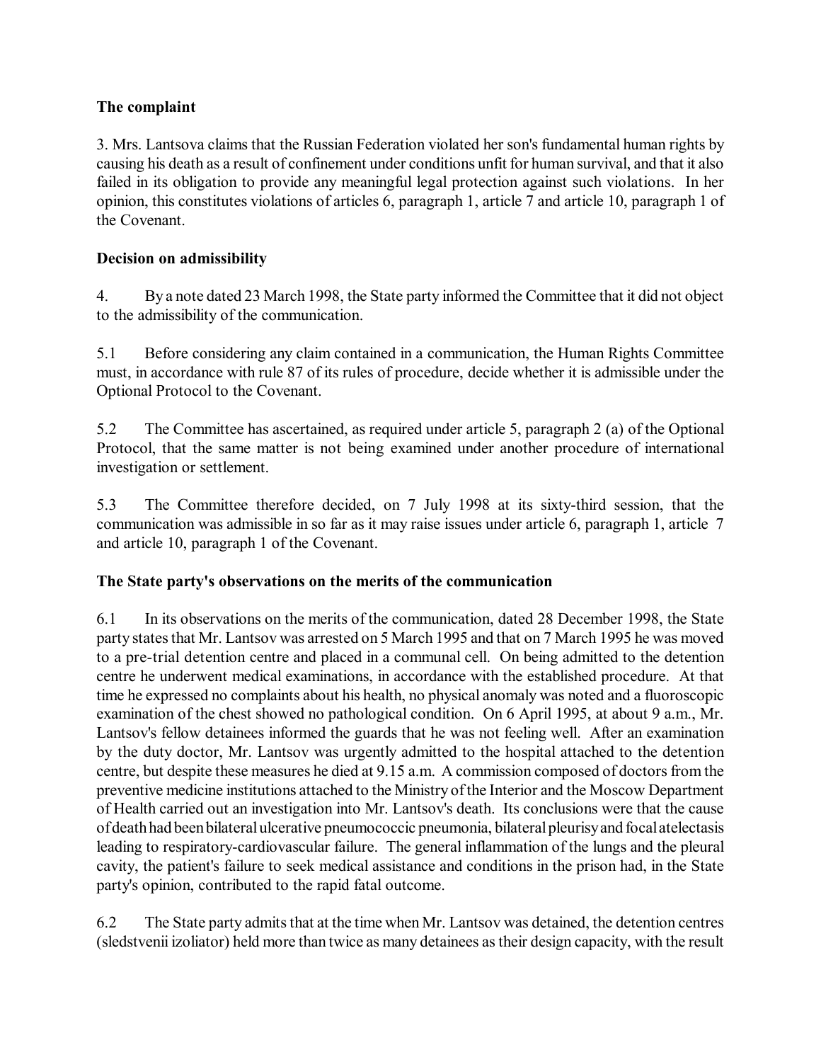**The complaint**

3. Mrs. Lantsova claims that the Russian Federation violated her son's fundamental human rights by causing his death as a result of confinement under conditions unfit for human survival, and that it also failed in its obligation to provide any meaningful legal protection against such violations. In her opinion, this constitutes violations of articles 6, paragraph 1, article 7 and article 10, paragraph 1 of the Covenant.

**Decision on admissibility**

4. By a note dated 23 March 1998, the State party informed the Committee that it did not object to the admissibility of the communication.

5.1 Before considering any claim contained in a communication, the Human Rights Committee must, in accordance with rule 87 of its rules of procedure, decide whether it is admissible under the Optional Protocol to the Covenant.

5.2 The Committee has ascertained, as required under article 5, paragraph 2 (a) of the Optional Protocol, that the same matter is not being examined under another procedure of international investigation or settlement.

5.3 The Committee therefore decided, on 7 July 1998 at its sixty-third session, that the communication was admissible in so far as it may raise issues under article 6, paragraph 1, article 7 and article 10, paragraph 1 of the Covenant.

**The State party's observations on the merits of the communication**

6.1 In its observations on the merits of the communication, dated 28 December 1998, the State party states that Mr. Lantsov was arrested on 5 March 1995 and that on 7 March 1995 he was moved to a pre-trial detention centre and placed in a communal cell. On being admitted to the detention centre he underwent medical examinations, in accordance with the established procedure. At that time he expressed no complaints about his health, no physical anomaly was noted and a fluoroscopic examination of the chest showed no pathological condition. On 6 April 1995, at about 9 a.m., Mr. Lantsov's fellow detainees informed the guards that he was not feeling well. After an examination by the duty doctor, Mr. Lantsov was urgently admitted to the hospital attached to the detention centre, but despite these measures he died at 9.15 a.m. A commission composed of doctors from the preventive medicine institutions attached to the Ministry of the Interior and the Moscow Department of Health carried out an investigation into Mr. Lantsov's death. Its conclusions were that the cause of death had been bilateral ulcerative pneumococcic pneumonia, bilateral pleurisy and focal atelectasis leading to respiratory-cardiovascular failure. The general inflammation of the lungs and the pleural cavity, the patient's failure to seek medical assistance and conditions in the prison had, in the State party's opinion, contributed to the rapid fatal outcome.

6.2 The State party admits that at the time when Mr. Lantsov was detained, the detention centres (sledstvenii izoliator) held more than twice as many detainees as their design capacity, with the result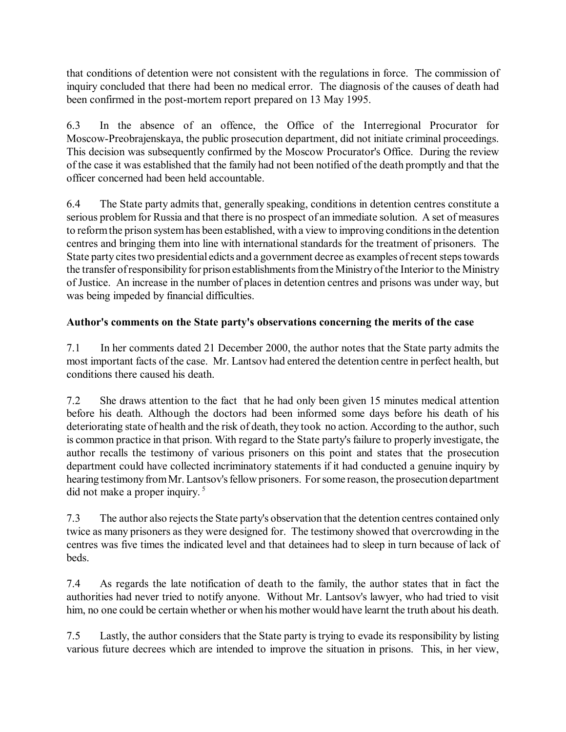that conditions of detention were not consistent with the regulations in force. The commission of inquiry concluded that there had been no medical error. The diagnosis of the causes of death had been confirmed in the post-mortem report prepared on 13 May 1995.

6.3 In the absence of an offence, the Office of the Interregional Procurator for Moscow-Preobrajenskaya, the public prosecution department, did not initiate criminal proceedings. This decision was subsequently confirmed by the Moscow Procurator's Office. During the review of the case it was established that the family had not been notified of the death promptly and that the officer concerned had been held accountable.

6.4 The State party admits that, generally speaking, conditions in detention centres constitute a serious problem for Russia and that there is no prospect of an immediate solution. A set of measures to reform the prison system has been established, with a view to improving conditions in the detention centres and bringing them into line with international standards for the treatment of prisoners. The State party cites two presidential edicts and a government decree as examples of recent steps towards the transfer of responsibility for prison establishments from the Ministry of the Interior to the Ministry of Justice. An increase in the number of places in detention centres and prisons was under way, but was being impeded by financial difficulties.

**Author's comments on the State party's observations concerning the merits of the case**

7.1 In her comments dated 21 December 2000, the author notes that the State party admits the most important facts of the case. Mr. Lantsov had entered the detention centre in perfect health, but conditions there caused his death.

7.2 She draws attention to the fact that he had only been given 15 minutes medical attention before his death. Although the doctors had been informed some days before his death of his deteriorating state of health and the risk of death, they took no action. According to the author, such is common practice in that prison. With regard to the State party's failure to properly investigate, the author recalls the testimony of various prisoners on this point and states that the prosecution department could have collected incriminatory statements if it had conducted a genuine inquiry by hearing testimony from Mr. Lantsov's fellow prisoners. For some reason, the prosecution department did not make a proper inquiry. [5]

7.3 The author also rejects the State party's observation that the detention centres contained only twice as many prisoners as they were designed for. The testimony showed that overcrowding in the centres was five times the indicated level and that detainees had to sleep in turn because of lack of beds.

7.4 As regards the late notification of death to the family, the author states that in fact the authorities had never tried to notify anyone. Without Mr. Lantsov's lawyer, who had tried to visit him, no one could be certain whether or when his mother would have learnt the truth about his death.

7.5 Lastly, the author considers that the State party is trying to evade its responsibility by listing various future decrees which are intended to improve the situation in prisons. This, in her view,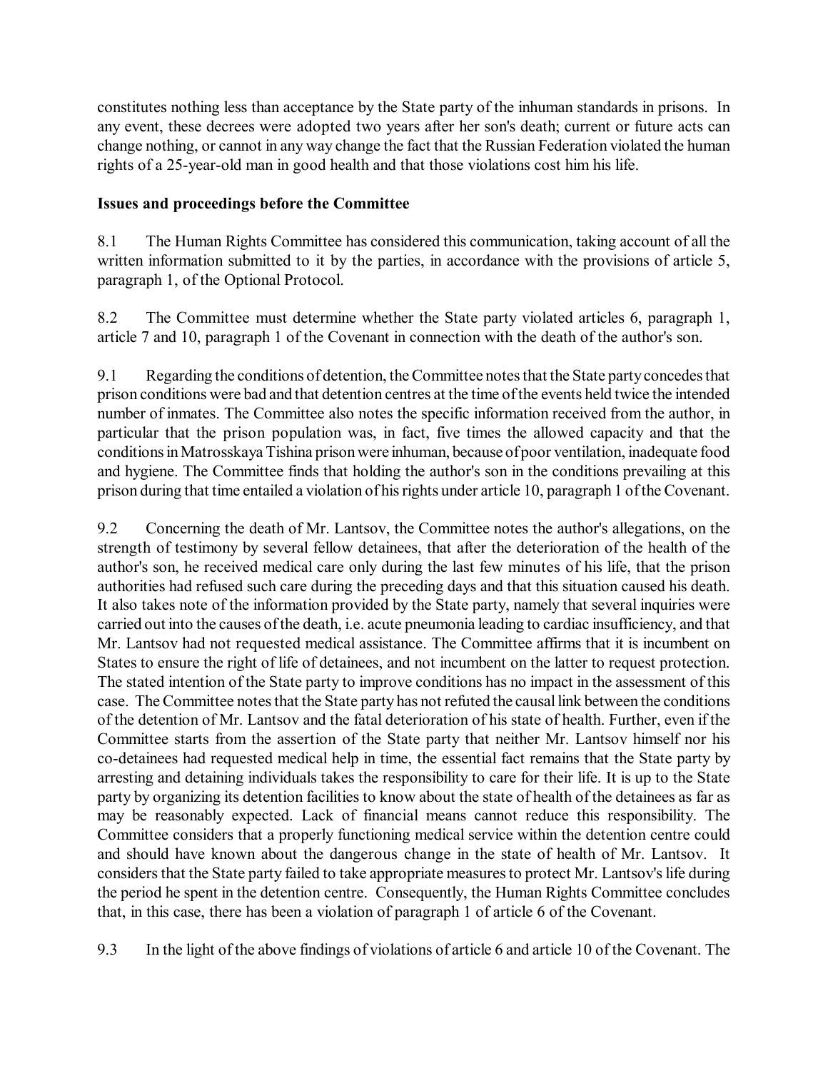constitutes nothing less than acceptance by the State party of the inhuman standards in prisons. In any event, these decrees were adopted two years after her son's death; current or future acts can change nothing, or cannot in any way change the fact that the Russian Federation violated the human rights of a 25-year-old man in good health and that those violations cost him his life.

**Issues and proceedings before the Committee**

8.1 The Human Rights Committee has considered this communication, taking account of all the written information submitted to it by the parties, in accordance with the provisions of article 5, paragraph 1, of the Optional Protocol.

8.2 The Committee must determine whether the State party violated articles 6, paragraph 1, article 7 and 10, paragraph 1 of the Covenant in connection with the death of the author's son.

9.1 Regarding the conditions of detention, the Committee notes that the State party concedes that prison conditions were bad and that detention centres at the time of the events held twice the intended number of inmates. The Committee also notes the specific information received from the author, in particular that the prison population was, in fact, five times the allowed capacity and that the conditions in Matrosskaya Tishina prison were inhuman, because of poor ventilation, inadequate food and hygiene. The Committee finds that holding the author's son in the conditions prevailing at this prison during that time entailed a violation of his rights under article 10, paragraph 1 of the Covenant.

9.2 Concerning the death of Mr. Lantsov, the Committee notes the author's allegations, on the strength of testimony by several fellow detainees, that after the deterioration of the health of the author's son, he received medical care only during the last few minutes of his life, that the prison authorities had refused such care during the preceding days and that this situation caused his death. It also takes note of the information provided by the State party, namely that several inquiries were carried out into the causes of the death, i.e. acute pneumonia leading to cardiac insufficiency, and that Mr. Lantsov had not requested medical assistance. The Committee affirms that it is incumbent on States to ensure the right of life of detainees, and not incumbent on the latter to request protection. The stated intention of the State party to improve conditions has no impact in the assessment of this case. The Committee notes that the State party has not refuted the causal link between the conditions of the detention of Mr. Lantsov and the fatal deterioration of his state of health. Further, even if the Committee starts from the assertion of the State party that neither Mr. Lantsov himself nor his co-detainees had requested medical help in time, the essential fact remains that the State party by arresting and detaining individuals takes the responsibility to care for their life. It is up to the State party by organizing its detention facilities to know about the state of health of the detainees as far as may be reasonably expected. Lack of financial means cannot reduce this responsibility. The Committee considers that a properly functioning medical service within the detention centre could and should have known about the dangerous change in the state of health of Mr. Lantsov. It considers that the State party failed to take appropriate measures to protect Mr. Lantsov's life during the period he spent in the detention centre. Consequently, the Human Rights Committee concludes that, in this case, there has been a violation of paragraph 1 of article 6 of the Covenant.

9.3 In the light of the above findings of violations of article 6 and article 10 of the Covenant. The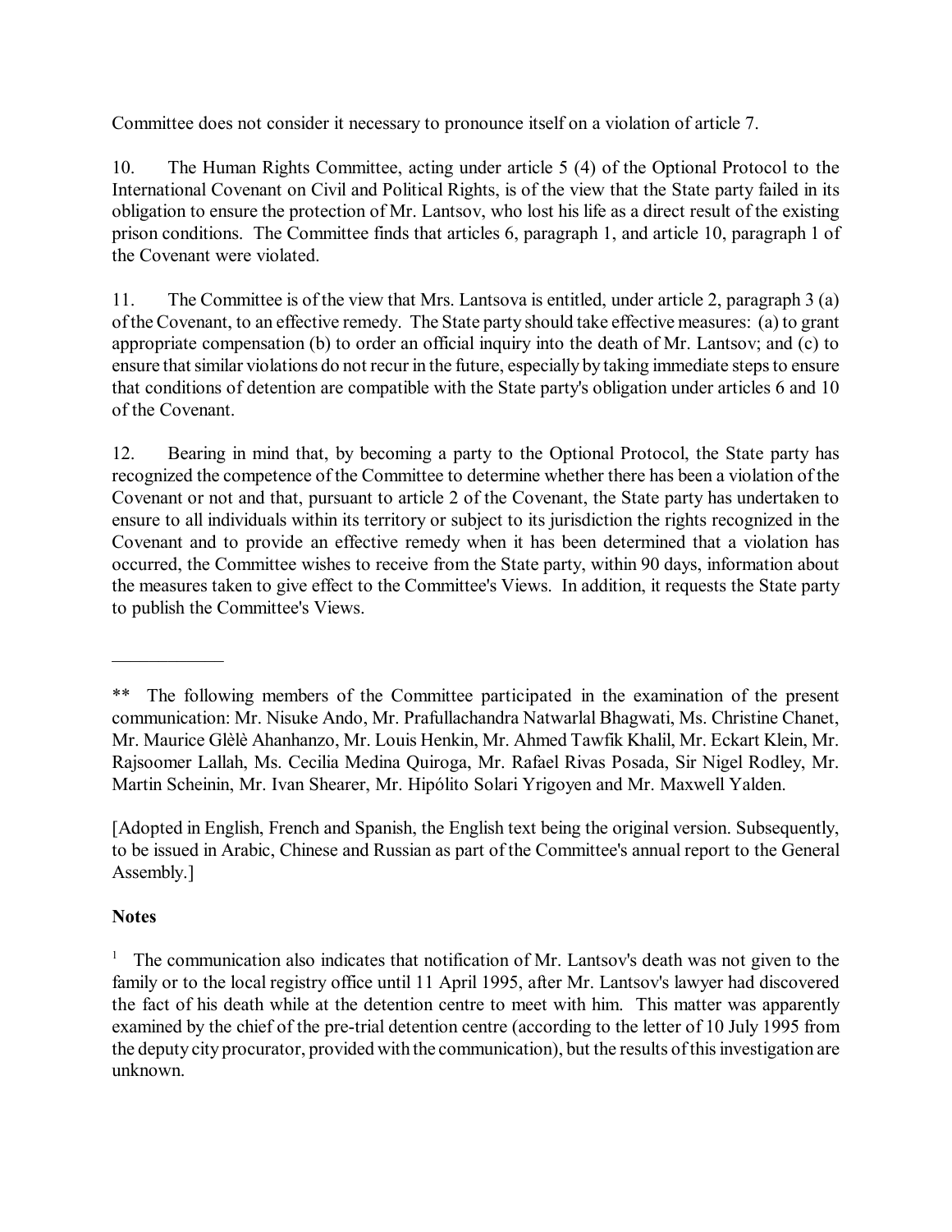Committee does not consider it necessary to pronounce itself on a violation of article 7.

10. The Human Rights Committee, acting under article 5 (4) of the Optional Protocol to the International Covenant on Civil and Political Rights, is of the view that the State party failed in its obligation to ensure the protection of Mr. Lantsov, who lost his life as a direct result of the existing prison conditions. The Committee finds that articles 6, paragraph 1, and article 10, paragraph 1 of the Covenant were violated.

11. The Committee is of the view that Mrs. Lantsova is entitled, under article 2, paragraph 3 (a) of the Covenant, to an effective remedy. The State party should take effective measures: (a) to grant appropriate compensation (b) to order an official inquiry into the death of Mr. Lantsov; and (c) to ensure that similar violations do not recur in the future, especially by taking immediate steps to ensure that conditions of detention are compatible with the State party's obligation under articles 6 and 10 of the Covenant.

12. Bearing in mind that, by becoming a party to the Optional Protocol, the State party has recognized the competence of the Committee to determine whether there has been a violation of the Covenant or not and that, pursuant to article 2 of the Covenant, the State party has undertaken to ensure to all individuals within its territory or subject to its jurisdiction the rights recognized in the Covenant and to provide an effective remedy when it has been determined that a violation has occurred, the Committee wishes to receive from the State party, within 90 days, information about the measures taken to give effect to the Committee's Views. In addition, it requests the State party to publish the Committee's Views.

---

** The following members of the Committee participated in the examination of the present communication: Mr. Nisuke Ando, Mr. Prafullachandra Natwarlal Bhagwati, Ms. Christine Chanet, Mr. Maurice Glèlè Ahanhanzo, Mr. Louis Henkin, Mr. Ahmed Tawfik Khalil, Mr. Eckart Klein, Mr. Rajsoomer Lallah, Ms. Cecilia Medina Quiroga, Mr. Rafael Rivas Posada, Sir Nigel Rodley, Mr. Martin Scheinin, Mr. Ivan Shearer, Mr. Hipólito Solari Yrigoyen and Mr. Maxwell Yalden.

[Adopted in English, French and Spanish, the English text being the original version. Subsequently, to be issued in Arabic, Chinese and Russian as part of the Committee's annual report to the General Assembly.]

**Notes**

[1] The communication also indicates that notification of Mr. Lantsov's death was not given to the family or to the local registry office until 11 April 1995, after Mr. Lantsov's lawyer had discovered the fact of his death while at the detention centre to meet with him. This matter was apparently examined by the chief of the pre-trial detention centre (according to the letter of 10 July 1995 from the deputy city procurator, provided with the communication), but the results of this investigation are unknown.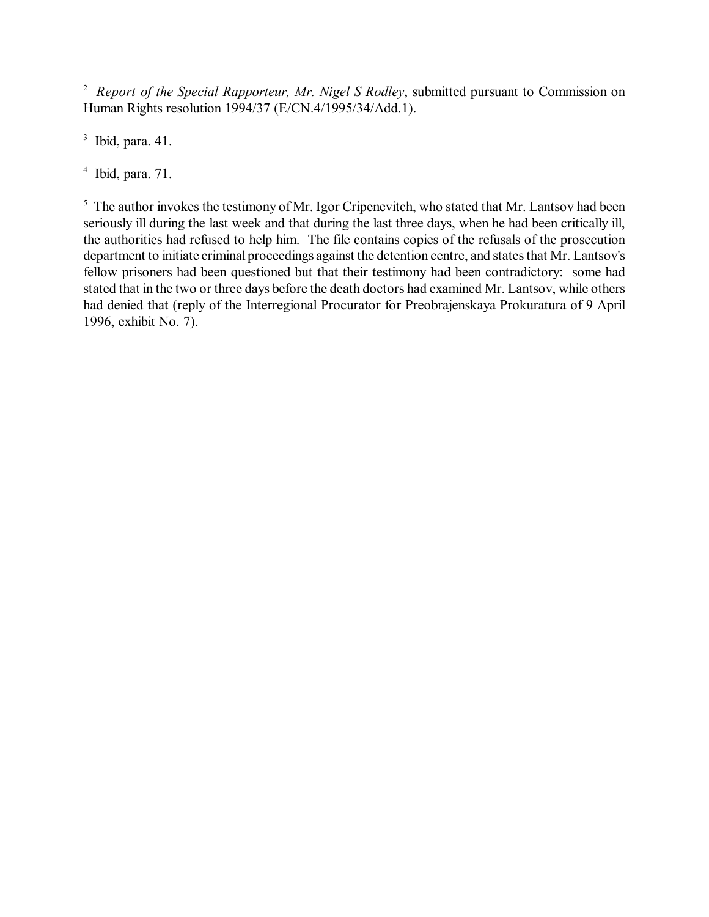[2] *Report of the Special Rapporteur, Mr. Nigel S Rodley*, submitted pursuant to Commission on Human Rights resolution 1994/37 (E/CN.4/1995/34/Add.1).

[3] Ibid, para. 41.

[4] Ibid, para. 71.

[5] The author invokes the testimony of Mr. Igor Cripenevitch, who stated that Mr. Lantsov had been seriously ill during the last week and that during the last three days, when he had been critically ill, the authorities had refused to help him. The file contains copies of the refusals of the prosecution department to initiate criminal proceedings against the detention centre, and states that Mr. Lantsov's fellow prisoners had been questioned but that their testimony had been contradictory: some had stated that in the two or three days before the death doctors had examined Mr. Lantsov, while others had denied that (reply of the Interregional Procurator for Preobrajenskaya Prokuratura of 9 April 1996, exhibit No. 7).